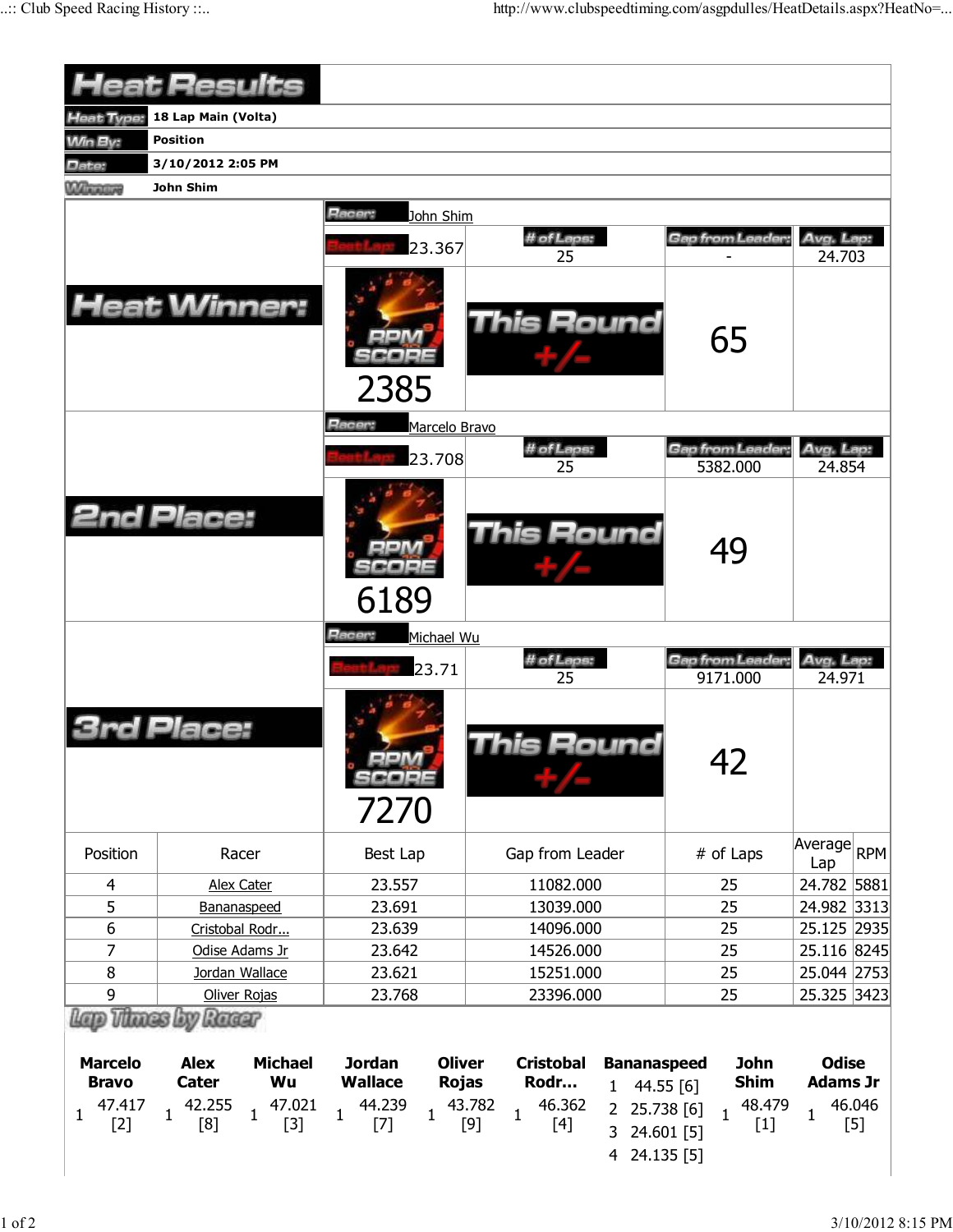# Heat Results

| | |
|---|---|
| Heat Type: | 18 Lap Main (Volta) |
| Win By: | Position |
| Date: | 3/10/2012 2:05 PM |
| Winner: | John Shim |

## Heat Winner:

| Racer: | John Shim | | |
|---|---|---|---|
| Best Lap: | # of Laps: | Gap from Leader: | Avg. Lap: |
| 23.367 | 25 | - | 24.703 |
| RPM SCORE | This Round +/- | | |
| 2385 | 65 | | |

## 2nd Place:

| Racer: | Marcelo Bravo | | |
|---|---|---|---|
| Best Lap: | # of Laps: | Gap from Leader: | Avg. Lap: |
| 23.708 | 25 | 5382.000 | 24.854 |
| RPM SCORE | This Round +/- | | |
| 6189 | 49 | | |

## 3rd Place:

| Racer: | Michael Wu | | |
|---|---|---|---|
| Best Lap: | # of Laps: | Gap from Leader: | Avg. Lap: |
| 23.71 | 25 | 9171.000 | 24.971 |
| RPM SCORE | This Round +/- | | |
| 7270 | 42 | | |

| Position | Racer | Best Lap | Gap from Leader | # of Laps | Average Lap | RPM |
|---|---|---|---|---|---|---|
| 4 | Alex Cater | 23.557 | 11082.000 | 25 | 24.782 | 5881 |
| 5 | Bananaspeed | 23.691 | 13039.000 | 25 | 24.982 | 3313 |
| 6 | Cristobal Rodr... | 23.639 | 14096.000 | 25 | 25.125 | 2935 |
| 7 | Odise Adams Jr | 23.642 | 14526.000 | 25 | 25.116 | 8245 |
| 8 | Jordan Wallace | 23.621 | 15251.000 | 25 | 25.044 | 2753 |
| 9 | Oliver Rojas | 23.768 | 23396.000 | 25 | 25.325 | 3423 |

## Lap Times by Racer

| Marcelo Bravo | Alex Cater | Michael Wu | Jordan Wallace | Oliver Rojas | Cristobal Rodr... | Bananaspeed | John Shim | Odise Adams Jr |
|---|---|---|---|---|---|---|---|---|
| 1 47.417 [2] | 1 42.255 [8] | 1 47.021 [3] | 1 44.239 [7] | 1 43.782 [9] | 1 46.362 [4] | 1 44.55 [6] | 1 48.479 [1] | 1 46.046 [5] |
| | | | | | | 2 25.738 [6] | | |
| | | | | | | 3 24.601 [5] | | |
| | | | | | | 4 24.135 [5] | | |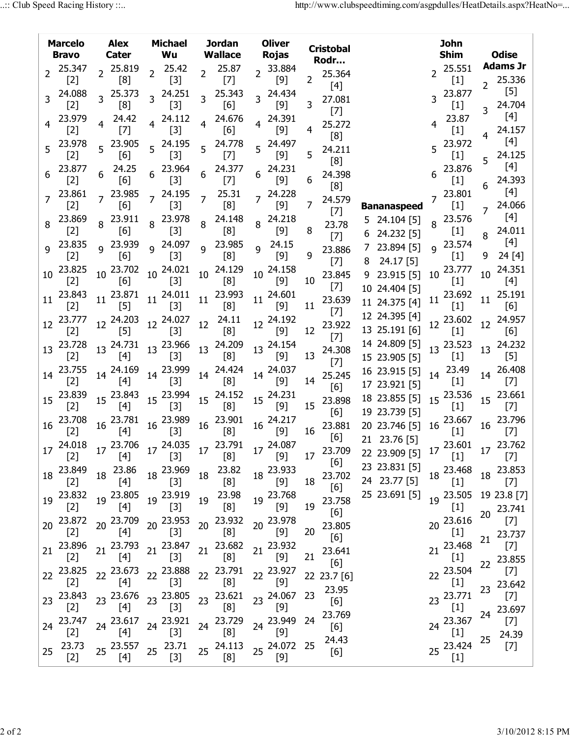| Lap | Marcelo Bravo | Alex Cater | Michael Wu | Jordan Wallace | Oliver Rojas | Cristobal Rodr… | Bananaspeed | John Shim | Odise Adams Jr |
|---|---|---|---|---|---|---|---|---|---|
| 2 | 25.347 [2] | 25.819 [8] | 25.42 [3] | 25.87 [7] | 33.884 [9] | 25.364 [4] | | 25.551 [1] | 25.336 [5] |
| 3 | 24.088 [2] | 25.373 [8] | 24.251 [3] | 25.343 [6] | 24.434 [9] | 27.081 [7] | | 23.877 [1] | 24.704 [4] |
| 4 | 23.979 [2] | 24.42 [7] | 24.112 [3] | 24.676 [6] | 24.391 [9] | 25.272 [8] | | 23.87 [1] | 24.157 [4] |
| 5 | 23.978 [2] | 23.905 [6] | 24.195 [3] | 24.778 [7] | 24.497 [9] | 24.211 [8] | 24.104 [5] | 23.972 [1] | 24.125 [4] |
| 6 | 23.877 [2] | 24.25 [6] | 23.964 [3] | 24.377 [7] | 24.231 [9] | 24.398 [8] | 24.232 [5] | 23.876 [1] | 24.393 [4] |
| 7 | 23.861 [2] | 23.985 [6] | 24.195 [3] | 25.31 [8] | 24.228 [9] | 24.579 [7] | 23.894 [5] | 23.801 [1] | 24.066 [4] |
| 8 | 23.869 [2] | 23.911 [6] | 23.978 [3] | 24.148 [8] | 24.218 [9] | 23.78 [7] | 24.17 [5] | 23.576 [1] | 24.011 [4] |
| 9 | 23.835 [2] | 23.939 [6] | 24.097 [3] | 23.985 [8] | 24.15 [9] | 23.886 [7] | 23.915 [5] | 23.574 [1] | 24 [4] |
| 10 | 23.825 [2] | 23.702 [6] | 24.021 [3] | 24.129 [8] | 24.158 [9] | 23.845 [7] | 24.404 [5] | 23.777 [1] | 24.351 [4] |
| 11 | 23.843 [2] | 23.871 [5] | 24.011 [3] | 23.993 [8] | 24.601 [9] | 23.639 [7] | 24.375 [4] | 23.692 [1] | 25.191 [6] |
| 12 | 23.777 [2] | 24.203 [5] | 24.027 [3] | 24.11 [8] | 24.192 [9] | 23.922 [7] | 24.395 [4] | 23.602 [1] | 24.957 [6] |
| 13 | 23.728 [2] | 24.731 [4] | 23.966 [3] | 24.209 [8] | 24.154 [9] | 24.308 [7] | 25.191 [6] | 23.523 [1] | 24.232 [5] |
| 14 | 23.755 [2] | 24.169 [4] | 23.999 [3] | 24.424 [8] | 24.037 [9] | 25.245 [6] | 24.809 [5] | 23.49 [1] | 26.408 [7] |
| 15 | 23.839 [2] | 23.843 [4] | 23.994 [3] | 24.152 [8] | 24.231 [9] | 23.898 [6] | 23.905 [5] | 23.536 [1] | 23.661 [7] |
| 16 | 23.708 [2] | 23.781 [4] | 23.989 [3] | 23.901 [8] | 24.217 [9] | 23.881 [6] | 23.915 [5] | 23.667 [1] | 23.796 [7] |
| 17 | 24.018 [2] | 23.706 [4] | 24.035 [3] | 23.791 [8] | 24.087 [9] | 23.709 [6] | 23.921 [5] | 23.601 [1] | 23.762 [7] |
| 18 | 23.849 [2] | 23.86 [4] | 23.969 [3] | 23.82 [8] | 23.933 [9] | 23.702 [6] | 23.855 [5] | 23.468 [1] | 23.853 [7] |
| 19 | 23.832 [2] | 23.805 [4] | 23.919 [3] | 23.98 [8] | 23.768 [9] | 23.758 [6] | 23.739 [5] | 23.505 [1] | 23.8 [7] |
| 20 | 23.872 [2] | 23.709 [4] | 23.953 [3] | 23.932 [8] | 23.978 [9] | 23.805 [6] | 23.746 [5] | 23.616 [1] | 23.741 [7] |
| 21 | 23.896 [2] | 23.793 [4] | 23.847 [3] | 23.682 [8] | 23.932 [9] | 23.641 [6] | 23.76 [5] | 23.468 [1] | 23.737 [7] |
| 22 | 23.825 [2] | 23.673 [4] | 23.888 [3] | 23.791 [8] | 23.927 [9] | 23.7 [6] | 23.909 [5] | 23.504 [1] | 23.855 [7] |
| 23 | 23.843 [2] | 23.676 [4] | 23.805 [3] | 23.621 [8] | 24.067 [9] | 23.95 [6] | 23.831 [5] | 23.771 [1] | 23.642 [7] |
| 24 | 23.747 [2] | 23.617 [4] | 23.921 [3] | 23.729 [8] | 23.949 [9] | 23.769 [6] | 23.77 [5] | 23.367 [1] | 23.697 [7] |
| 25 | 23.73 [2] | 23.557 [4] | 23.71 [3] | 24.113 [8] | 24.072 [9] | 24.43 [6] | 23.691 [5] | 23.424 [1] | 24.39 [7] |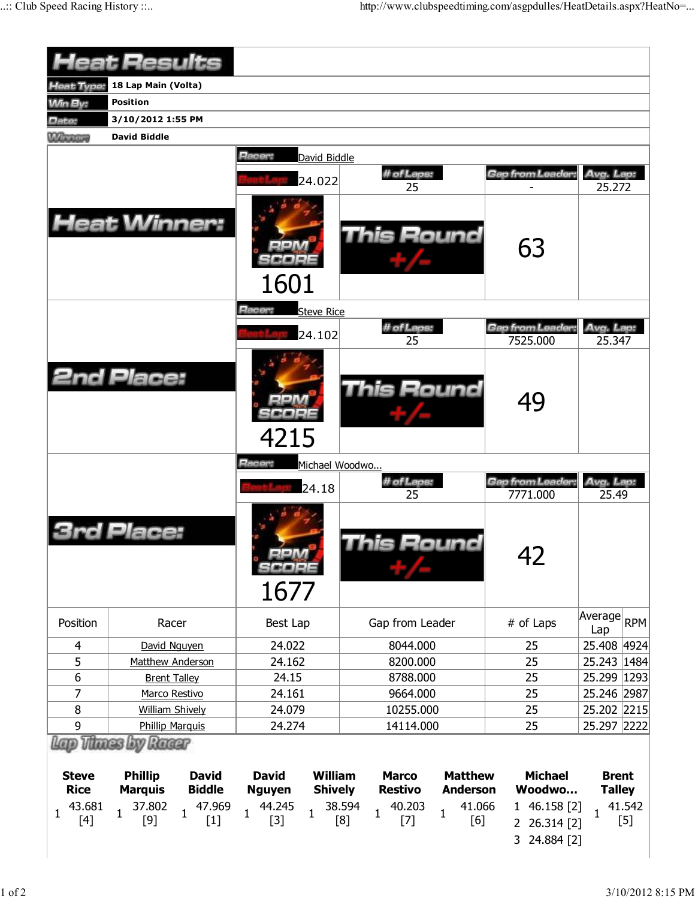# Heat Results

**Heat Type:** 18 Lap Main (Volta)

**Win By:** Position

**Date:** 3/10/2012 1:55 PM

**Winner:** David Biddle

## Heat Winner:

| Racer: | David Biddle | | |
|---|---|---|---|
| Best Lap: 24.022 | # of Laps: 25 | Gap from Leader: - | Avg. Lap: 25.272 |
| RPM Score: 1601 | This Round +/- | 63 | |

## 2nd Place:

| Racer: | Steve Rice | | |
|---|---|---|---|
| Best Lap: 24.102 | # of Laps: 25 | Gap from Leader: 7525.000 | Avg. Lap: 25.347 |
| RPM Score: 4215 | This Round +/- | 49 | |

## 3rd Place:

| Racer: | Michael Woodwo... | | |
|---|---|---|---|
| Best Lap: 24.18 | # of Laps: 25 | Gap from Leader: 7771.000 | Avg. Lap: 25.49 |
| RPM Score: 1677 | This Round +/- | 42 | |

| Position | Racer | Best Lap | Gap from Leader | # of Laps | Average Lap | RPM |
|---|---|---|---|---|---|---|
| 4 | David Nguyen | 24.022 | 8044.000 | 25 | 25.408 | 4924 |
| 5 | Matthew Anderson | 24.162 | 8200.000 | 25 | 25.243 | 1484 |
| 6 | Brent Talley | 24.15 | 8788.000 | 25 | 25.299 | 1293 |
| 7 | Marco Restivo | 24.161 | 9664.000 | 25 | 25.246 | 2987 |
| 8 | William Shively | 24.079 | 10255.000 | 25 | 25.202 | 2215 |
| 9 | Phillip Marquis | 24.274 | 14114.000 | 25 | 25.297 | 2222 |

## Lap Times by Racer

| Steve Rice | Phillip Marquis | David Biddle | David Nguyen | William Shively | Marco Restivo | Matthew Anderson | Michael Woodwo... | Brent Talley |
|---|---|---|---|---|---|---|---|---|
| 1 43.681 [4] | 1 37.802 [9] | 1 47.969 [1] | 1 44.245 [3] | 1 38.594 [8] | 1 40.203 [7] | 1 41.066 [6] | 1 46.158 [2] | 1 41.542 [5] |
| | | | | | | | 2 26.314 [2] | |
| | | | | | | | 3 24.884 [2] | |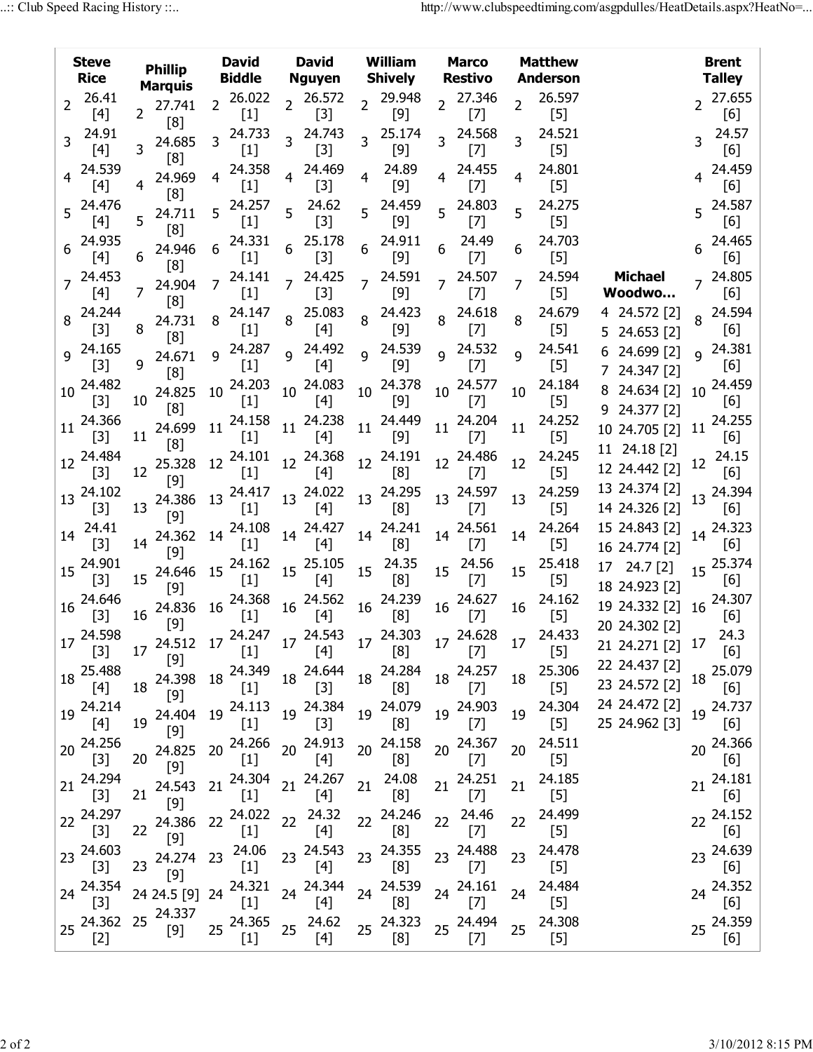| Steve Rice | Phillip Marquis | David Biddle | David Nguyen | William Shively | Marco Restivo | Matthew Anderson | Michael Woodwo... | Brent Talley |
|---|---|---|---|---|---|---|---|---|
| 2 26.41 [4] | 2 27.741 [8] | 2 26.022 [1] | 2 26.572 [3] | 2 29.948 [9] | 2 27.346 [7] | 2 26.597 [5] | | 2 27.655 [6] |
| 3 24.91 [4] | 3 24.685 [8] | 3 24.733 [1] | 3 24.743 [3] | 3 25.174 [9] | 3 24.568 [7] | 3 24.521 [5] | | 3 24.57 [6] |
| 4 24.539 [4] | 4 24.969 [8] | 4 24.358 [1] | 4 24.469 [3] | 4 24.89 [9] | 4 24.455 [7] | 4 24.801 [5] | 4 24.572 [2] | 4 24.459 [6] |
| 5 24.476 [4] | 5 24.711 [8] | 5 24.257 [1] | 5 24.62 [3] | 5 24.459 [9] | 5 24.803 [7] | 5 24.275 [5] | 5 24.653 [2] | 5 24.587 [6] |
| 6 24.935 [4] | 6 24.946 [8] | 6 24.331 [1] | 6 25.178 [3] | 6 24.911 [9] | 6 24.49 [7] | 6 24.703 [5] | 6 24.699 [2] | 6 24.465 [6] |
| 7 24.453 [4] | 7 24.904 [8] | 7 24.141 [1] | 7 24.425 [3] | 7 24.591 [9] | 7 24.507 [7] | 7 24.594 [5] | 7 24.347 [2] | 7 24.805 [6] |
| 8 24.244 [3] | 8 24.731 [8] | 8 24.147 [1] | 8 25.083 [4] | 8 24.423 [9] | 8 24.618 [7] | 8 24.679 [5] | 8 24.634 [2] | 8 24.594 [6] |
| 9 24.165 [3] | 9 24.671 [8] | 9 24.287 [1] | 9 24.492 [4] | 9 24.539 [9] | 9 24.532 [7] | 9 24.541 [5] | 9 24.377 [2] | 9 24.381 [6] |
| 10 24.482 [3] | 10 24.825 [8] | 10 24.203 [1] | 10 24.083 [4] | 10 24.378 [9] | 10 24.577 [7] | 10 24.184 [5] | 10 24.705 [2] | 10 24.459 [6] |
| 11 24.366 [3] | 11 24.699 [8] | 11 24.158 [1] | 11 24.238 [4] | 11 24.449 [9] | 11 24.204 [7] | 11 24.252 [5] | 11 24.18 [2] | 11 24.255 [6] |
| 12 24.484 [3] | 12 25.328 [9] | 12 24.101 [1] | 12 24.368 [4] | 12 24.191 [8] | 12 24.486 [7] | 12 24.245 [5] | 12 24.442 [2] | 12 24.15 [6] |
| 13 24.102 [3] | 13 24.386 [9] | 13 24.417 [1] | 13 24.022 [4] | 13 24.295 [8] | 13 24.597 [7] | 13 24.259 [5] | 13 24.374 [2] | 13 24.394 [6] |
| 14 24.41 [3] | 14 24.362 [9] | 14 24.108 [1] | 14 24.427 [4] | 14 24.241 [8] | 14 24.561 [7] | 14 24.264 [5] | 14 24.326 [2] | 14 24.323 [6] |
| 15 24.901 [3] | 15 24.646 [9] | 15 24.162 [1] | 15 25.105 [4] | 15 24.35 [8] | 15 24.56 [7] | 15 25.418 [5] | 15 24.843 [2] | 15 25.374 [6] |
| 16 24.646 [3] | 16 24.836 [9] | 16 24.368 [1] | 16 24.562 [4] | 16 24.239 [8] | 16 24.627 [7] | 16 24.162 [5] | 16 24.774 [2] | 16 24.307 [6] |
| 17 24.598 [3] | 17 24.512 [9] | 17 24.247 [1] | 17 24.543 [4] | 17 24.303 [8] | 17 24.628 [7] | 17 24.433 [5] | 17 24.7 [2] | 17 24.3 [6] |
| 18 25.488 [4] | 18 24.398 [9] | 18 24.349 [1] | 18 24.644 [3] | 18 24.284 [8] | 18 24.257 [7] | 18 25.306 [5] | 18 24.923 [2] | 18 25.079 [6] |
| 19 24.214 [4] | 19 24.404 [9] | 19 24.113 [1] | 19 24.384 [3] | 19 24.079 [8] | 19 24.903 [7] | 19 24.304 [5] | 19 24.332 [2] | 19 24.737 [6] |
| 20 24.256 [3] | 20 24.825 [9] | 20 24.266 [1] | 20 24.913 [4] | 20 24.158 [8] | 20 24.367 [7] | 20 24.511 [5] | 20 24.302 [2] | 20 24.366 [6] |
| 21 24.294 [3] | 21 24.543 [9] | 21 24.304 [1] | 21 24.267 [4] | 21 24.08 [8] | 21 24.251 [7] | 21 24.185 [5] | 21 24.271 [2] | 21 24.181 [6] |
| 22 24.297 [3] | 22 24.386 [9] | 22 24.022 [1] | 22 24.32 [4] | 22 24.246 [8] | 22 24.46 [7] | 22 24.499 [5] | 22 24.437 [2] | 22 24.152 [6] |
| 23 24.603 [3] | 23 24.274 [9] | 23 24.06 [1] | 23 24.543 [4] | 23 24.355 [8] | 23 24.488 [7] | 23 24.478 [5] | 23 24.572 [2] | 23 24.639 [6] |
| 24 24.354 [3] | 24 24.5 [9] | 24 24.321 [1] | 24 24.344 [4] | 24 24.539 [8] | 24 24.161 [7] | 24 24.484 [5] | 24 24.472 [2] | 24 24.352 [6] |
| 25 24.362 [2] | 25 24.337 [9] | 25 24.365 [1] | 25 24.62 [4] | 25 24.323 [8] | 25 24.494 [7] | 25 24.308 [5] | 25 24.962 [3] | 25 24.359 [6] |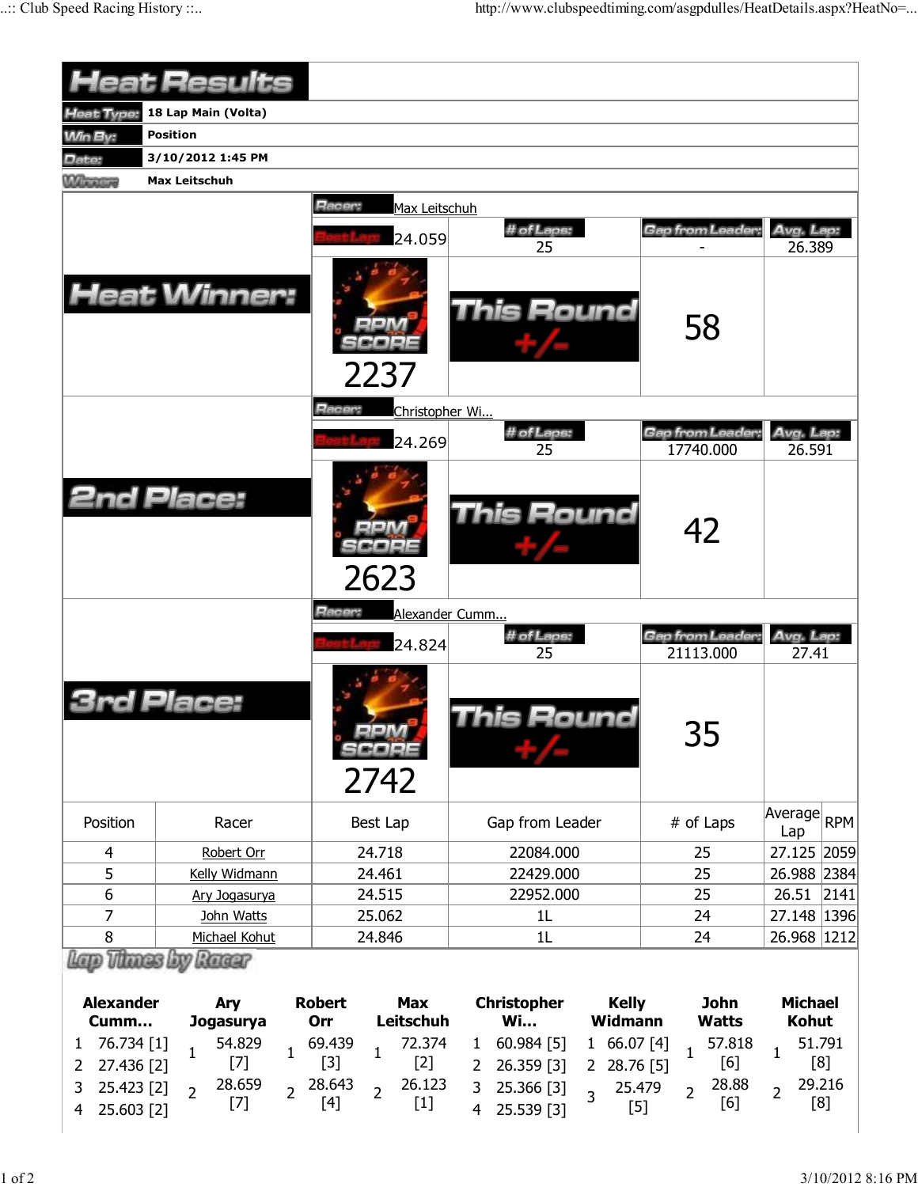# Heat Results

| | |
|---|---|
| Heat Type: | 18 Lap Main (Volta) |
| Win By: | Position |
| Date: | 3/10/2012 1:45 PM |
| Winner: | Max Leitschuh |

## Heat Winner:

Racer: Max Leitschuh

| Best Lap | # of Laps | Gap from Leader | Avg. Lap |
|---|---|---|---|
| 24.059 | 25 | - | 26.389 |

RPM SCORE: 2237

This Round +/-: 58

## 2nd Place:

Racer: Christopher Wi...

| Best Lap | # of Laps | Gap from Leader | Avg. Lap |
|---|---|---|---|
| 24.269 | 25 | 17740.000 | 26.591 |

RPM SCORE: 2623

This Round +/-: 42

## 3rd Place:

Racer: Alexander Cumm...

| Best Lap | # of Laps | Gap from Leader | Avg. Lap |
|---|---|---|---|
| 24.824 | 25 | 21113.000 | 27.41 |

RPM SCORE: 2742

This Round +/-: 35

| Position | Racer | Best Lap | Gap from Leader | # of Laps | Average Lap | RPM |
|---|---|---|---|---|---|---|
| 4 | Robert Orr | 24.718 | 22084.000 | 25 | 27.125 | 2059 |
| 5 | Kelly Widmann | 24.461 | 22429.000 | 25 | 26.988 | 2384 |
| 6 | Ary Jogasurya | 24.515 | 22952.000 | 25 | 26.51 | 2141 |
| 7 | John Watts | 25.062 | 1L | 24 | 27.148 | 1396 |
| 8 | Michael Kohut | 24.846 | 1L | 24 | 26.968 | 1212 |

## Lap Times by Racer

| Alexander Cumm... | Ary Jogasurya | Robert Orr | Max Leitschuh | Christopher Wi... | Kelly Widmann | John Watts | Michael Kohut |
|---|---|---|---|---|---|---|---|
| 1 76.734 [1] | 1 54.829 [7] | 1 69.439 [3] | 1 72.374 [2] | 1 60.984 [5] | 1 66.07 [4] | 1 57.818 [6] | 1 51.791 [8] |
| 2 27.436 [2] | 2 28.659 [7] | 2 28.643 [4] | 2 26.123 [1] | 2 26.359 [3] | 2 28.76 [5] | 2 28.88 [6] | 2 29.216 [8] |
| 3 25.423 [2] | | | | 3 25.366 [3] | 3 25.479 [5] | | |
| 4 25.603 [2] | | | | 4 25.539 [3] | | | |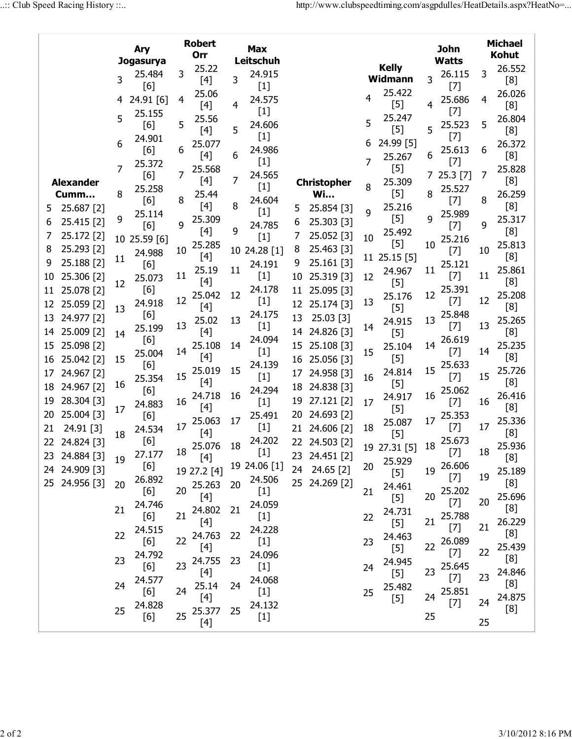| Lap | Alexander Cumm… | Ary Jogasurya | Robert Orr | Max Leitschuh | Christopher Wi… | Kelly Widmann | John Watts | Michael Kohut |
|---|---|---|---|---|---|---|---|---|
| 3 | | 25.484 [6] | 25.22 [4] | 24.915 [1] | | | 26.115 [7] | 26.552 [8] |
| 4 | | 24.91 [6] | 25.06 [4] | 24.575 [1] | | 25.422 [5] | 25.686 [7] | 26.026 [8] |
| 5 | 25.687 [2] | 25.155 [6] | 25.56 [4] | 24.606 [1] | 25.854 [3] | 25.247 [5] | 25.523 [7] | 26.804 [8] |
| 6 | 25.415 [2] | 24.901 [6] | 25.077 [4] | 24.986 [1] | 25.303 [3] | 24.99 [5] | 25.613 [7] | 26.372 [8] |
| 7 | 25.172 [2] | 25.372 [6] | 25.568 [4] | 24.565 [1] | 25.052 [3] | 25.267 [5] | 25.3 [7] | 25.828 [8] |
| 8 | 25.293 [2] | 25.258 [6] | 25.44 [4] | 24.604 [1] | 25.463 [3] | 25.309 [5] | 25.527 [7] | 26.259 [8] |
| 9 | 25.188 [2] | 25.114 [6] | 25.309 [4] | 24.785 [1] | 25.161 [3] | 25.216 [5] | 25.989 [7] | 25.317 [8] |
| 10 | 25.306 [2] | 25.59 [6] | 25.285 [4] | 24.28 [1] | 25.319 [3] | 25.492 [5] | 25.216 [7] | 25.813 [8] |
| 11 | 25.078 [2] | 24.988 [6] | 25.19 [4] | 24.191 [1] | 25.095 [3] | 25.15 [5] | 25.121 [7] | 25.861 [8] |
| 12 | 25.059 [2] | 25.073 [6] | 25.042 [4] | 24.178 [1] | 25.174 [3] | 24.967 [5] | 25.391 [7] | 25.208 [8] |
| 13 | 24.977 [2] | 24.918 [6] | 25.02 [4] | 24.175 [1] | 25.03 [3] | 25.176 [5] | 25.848 [7] | 25.265 [8] |
| 14 | 25.009 [2] | 25.199 [6] | 25.108 [4] | 24.094 [1] | 24.826 [3] | 24.915 [5] | 26.619 [7] | 25.235 [8] |
| 15 | 25.098 [2] | 25.004 [6] | 25.019 [4] | 24.139 [1] | 25.108 [3] | 25.104 [5] | 25.633 [7] | 25.726 [8] |
| 16 | 25.042 [2] | 25.354 [6] | 24.718 [4] | 24.294 [1] | 25.056 [3] | 24.814 [5] | 25.062 [7] | 26.416 [8] |
| 17 | 24.967 [2] | 24.883 [6] | 25.063 [4] | 25.491 [1] | 24.958 [3] | 24.917 [5] | 25.353 [7] | 25.336 [8] |
| 18 | 24.967 [2] | 24.534 [6] | 25.076 [4] | 24.202 [1] | 24.838 [3] | 25.087 [5] | 25.673 [7] | 25.936 [8] |
| 19 | 28.304 [3] | 27.177 [6] | 27.2 [4] | 24.06 [1] | 27.121 [2] | 27.31 [5] | 26.606 [7] | 25.189 [8] |
| 20 | 25.004 [3] | 26.892 [6] | 25.263 [4] | 24.506 [1] | 24.693 [2] | 25.929 [5] | 25.202 [7] | 25.696 [8] |
| 21 | 24.91 [3] | 24.746 [6] | 24.802 [4] | 24.059 [1] | 24.606 [2] | 24.461 [5] | 25.788 [7] | 26.229 [8] |
| 22 | 24.824 [3] | 24.515 [6] | 24.763 [4] | 24.228 [1] | 24.503 [2] | 24.731 [5] | 26.089 [7] | 25.439 [8] |
| 23 | 24.884 [3] | 24.792 [6] | 24.755 [4] | 24.096 [1] | 24.451 [2] | 24.463 [5] | 25.645 [7] | 24.846 [8] |
| 24 | 24.909 [3] | 24.577 [6] | 25.14 [4] | 24.068 [1] | 24.65 [2] | 24.945 [5] | 25.851 [7] | 24.875 [8] |
| 25 | 24.956 [3] | 24.828 [6] | 25.377 [4] | 24.132 [1] | 24.269 [2] | 25.482 [5] | | |